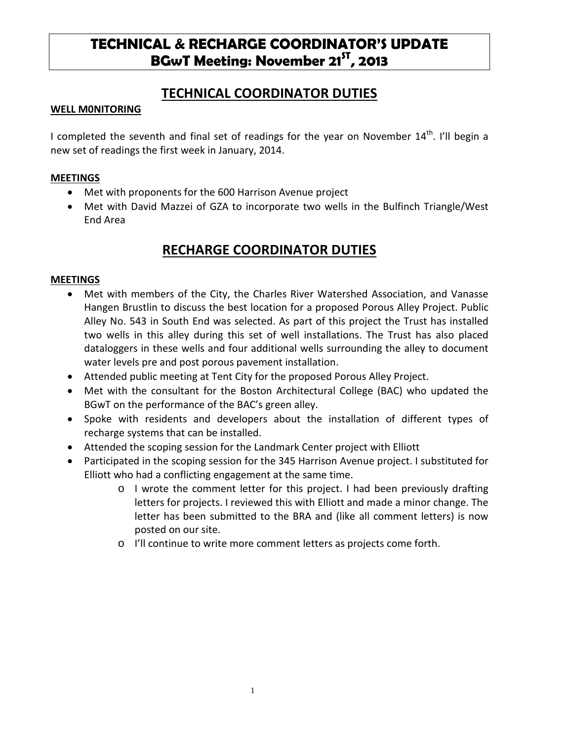# TECHNICAL & RECHARGE COORDINATOR'S UPDATE
# BGwT Meeting: November 21ST, 2013

## TECHNICAL COORDINATOR DUTIES

**WELL M0NITORING**

I completed the seventh and final set of readings for the year on November 14th. I'll begin a new set of readings the first week in January, 2014.

**MEETINGS**

- Met with proponents for the 600 Harrison Avenue project
- Met with David Mazzei of GZA to incorporate two wells in the Bulfinch Triangle/West End Area

## RECHARGE COORDINATOR DUTIES

**MEETINGS**

- Met with members of the City, the Charles River Watershed Association, and Vanasse Hangen Brustlin to discuss the best location for a proposed Porous Alley Project. Public Alley No. 543 in South End was selected. As part of this project the Trust has installed two wells in this alley during this set of well installations. The Trust has also placed dataloggers in these wells and four additional wells surrounding the alley to document water levels pre and post porous pavement installation.
- Attended public meeting at Tent City for the proposed Porous Alley Project.
- Met with the consultant for the Boston Architectural College (BAC) who updated the BGwT on the performance of the BAC's green alley.
- Spoke with residents and developers about the installation of different types of recharge systems that can be installed.
- Attended the scoping session for the Landmark Center project with Elliott
- Participated in the scoping session for the 345 Harrison Avenue project. I substituted for Elliott who had a conflicting engagement at the same time.
    - I wrote the comment letter for this project. I had been previously drafting letters for projects. I reviewed this with Elliott and made a minor change. The letter has been submitted to the BRA and (like all comment letters) is now posted on our site.
    - I'll continue to write more comment letters as projects come forth.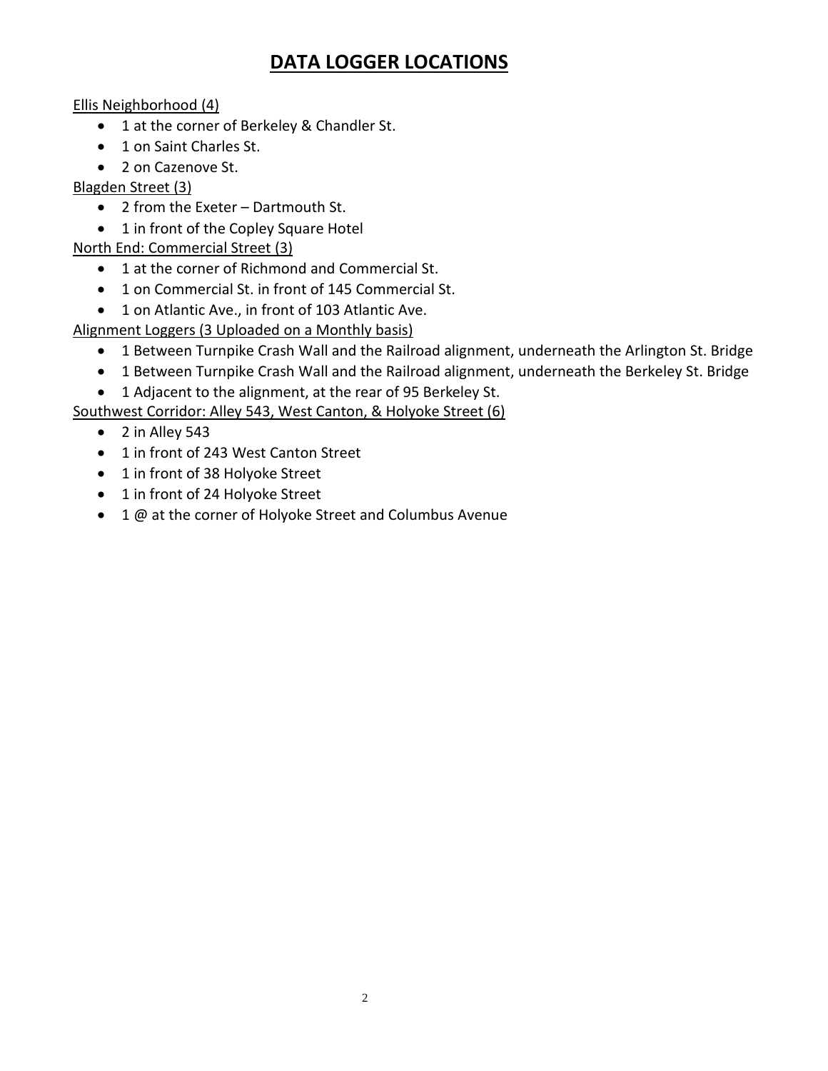# DATA LOGGER LOCATIONS

Ellis Neighborhood (4)

- 1 at the corner of Berkeley & Chandler St.
- 1 on Saint Charles St.
- 2 on Cazenove St.

Blagden Street (3)

- 2 from the Exeter – Dartmouth St.
- 1 in front of the Copley Square Hotel

North End: Commercial Street (3)

- 1 at the corner of Richmond and Commercial St.
- 1 on Commercial St. in front of 145 Commercial St.
- 1 on Atlantic Ave., in front of 103 Atlantic Ave.

Alignment Loggers (3 Uploaded on a Monthly basis)

- 1 Between Turnpike Crash Wall and the Railroad alignment, underneath the Arlington St. Bridge
- 1 Between Turnpike Crash Wall and the Railroad alignment, underneath the Berkeley St. Bridge
- 1 Adjacent to the alignment, at the rear of 95 Berkeley St.

Southwest Corridor: Alley 543, West Canton, & Holyoke Street (6)

- 2 in Alley 543
- 1 in front of 243 West Canton Street
- 1 in front of 38 Holyoke Street
- 1 in front of 24 Holyoke Street
- 1 @ at the corner of Holyoke Street and Columbus Avenue